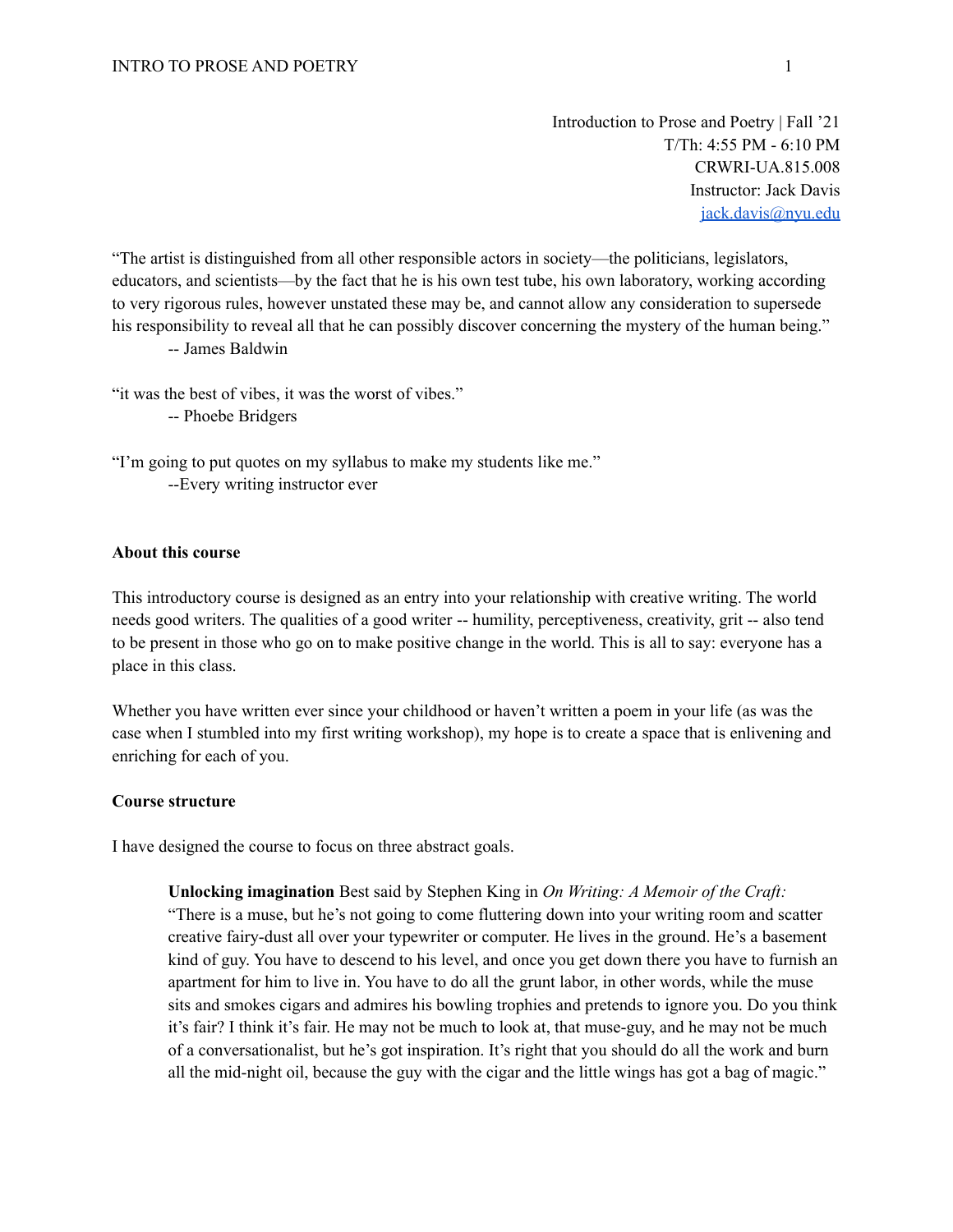Introduction to Prose and Poetry | Fall '21
T/Th: 4:55 PM - 6:10 PM
CRWRI-UA.815.008
Instructor: Jack Davis
jack.davis@nyu.edu

"The artist is distinguished from all other responsible actors in society—the politicians, legislators, educators, and scientists—by the fact that he is his own test tube, his own laboratory, working according to very rigorous rules, however unstated these may be, and cannot allow any consideration to supersede his responsibility to reveal all that he can possibly discover concerning the mystery of the human being."
-- James Baldwin

"it was the best of vibes, it was the worst of vibes."
-- Phoebe Bridgers

"I'm going to put quotes on my syllabus to make my students like me."
--Every writing instructor ever

**About this course**

This introductory course is designed as an entry into your relationship with creative writing. The world needs good writers. The qualities of a good writer -- humility, perceptiveness, creativity, grit -- also tend to be present in those who go on to make positive change in the world. This is all to say: everyone has a place in this class.

Whether you have written ever since your childhood or haven't written a poem in your life (as was the case when I stumbled into my first writing workshop), my hope is to create a space that is enlivening and enriching for each of you.

**Course structure**

I have designed the course to focus on three abstract goals.

> **Unlocking imagination** Best said by Stephen King in *On Writing: A Memoir of the Craft:* "There is a muse, but he's not going to come fluttering down into your writing room and scatter creative fairy-dust all over your typewriter or computer. He lives in the ground. He's a basement kind of guy. You have to descend to his level, and once you get down there you have to furnish an apartment for him to live in. You have to do all the grunt labor, in other words, while the muse sits and smokes cigars and admires his bowling trophies and pretends to ignore you. Do you think it's fair? I think it's fair. He may not be much to look at, that muse-guy, and he may not be much of a conversationalist, but he's got inspiration. It's right that you should do all the work and burn all the mid-night oil, because the guy with the cigar and the little wings has got a bag of magic."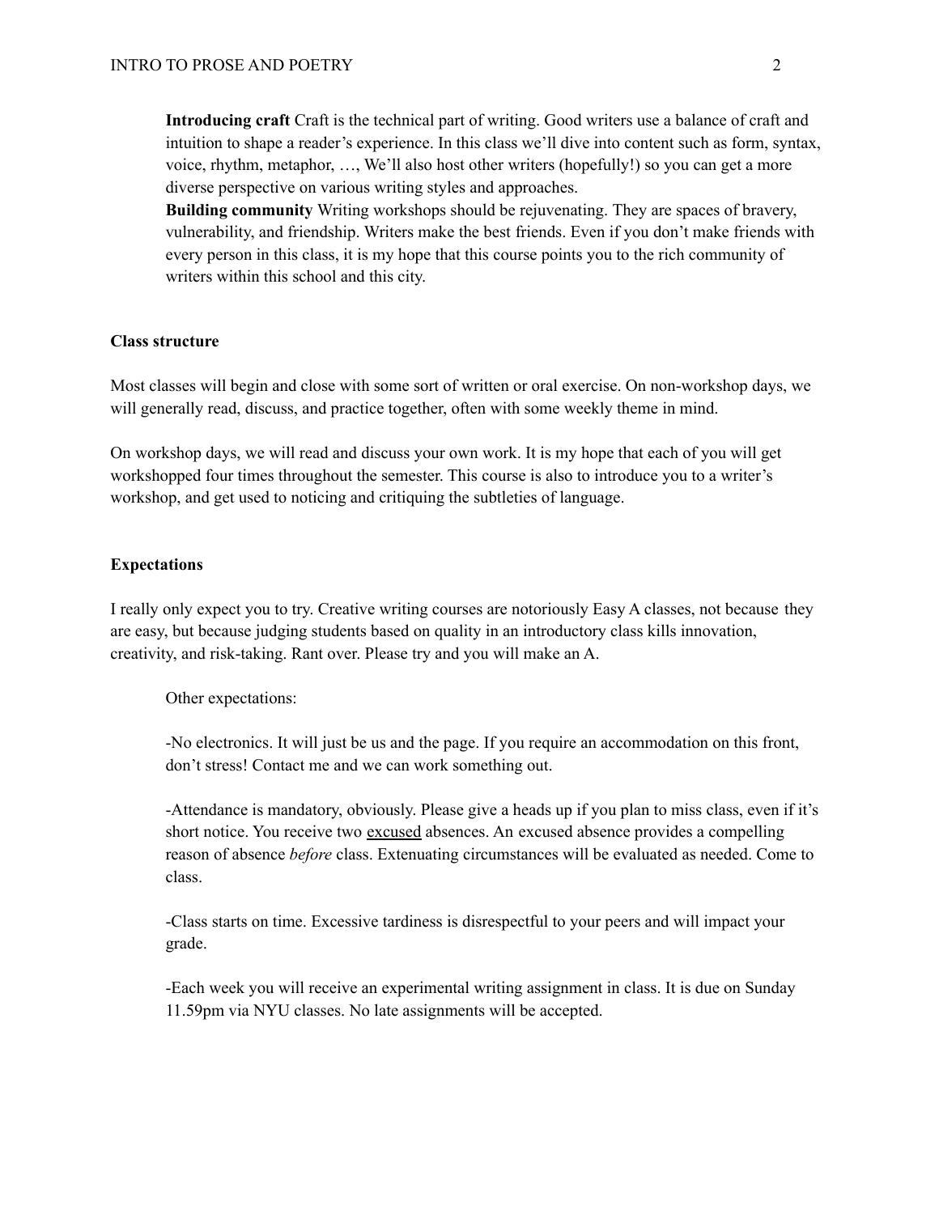**Introducing craft** Craft is the technical part of writing. Good writers use a balance of craft and intuition to shape a reader's experience. In this class we'll dive into content such as form, syntax, voice, rhythm, metaphor, …, We'll also host other writers (hopefully!) so you can get a more diverse perspective on various writing styles and approaches.

**Building community** Writing workshops should be rejuvenating. They are spaces of bravery, vulnerability, and friendship. Writers make the best friends. Even if you don't make friends with every person in this class, it is my hope that this course points you to the rich community of writers within this school and this city.

**Class structure**

Most classes will begin and close with some sort of written or oral exercise. On non-workshop days, we will generally read, discuss, and practice together, often with some weekly theme in mind.

On workshop days, we will read and discuss your own work. It is my hope that each of you will get workshopped four times throughout the semester. This course is also to introduce you to a writer's workshop, and get used to noticing and critiquing the subtleties of language.

**Expectations**

I really only expect you to try. Creative writing courses are notoriously Easy A classes, not because they are easy, but because judging students based on quality in an introductory class kills innovation, creativity, and risk-taking. Rant over. Please try and you will make an A.

Other expectations:

-No electronics. It will just be us and the page. If you require an accommodation on this front, don't stress! Contact me and we can work something out.

-Attendance is mandatory, obviously. Please give a heads up if you plan to miss class, even if it's short notice. You receive two <u>excused</u> absences. An excused absence provides a compelling reason of absence *before* class. Extenuating circumstances will be evaluated as needed. Come to class.

-Class starts on time. Excessive tardiness is disrespectful to your peers and will impact your grade.

-Each week you will receive an experimental writing assignment in class. It is due on Sunday 11.59pm via NYU classes. No late assignments will be accepted.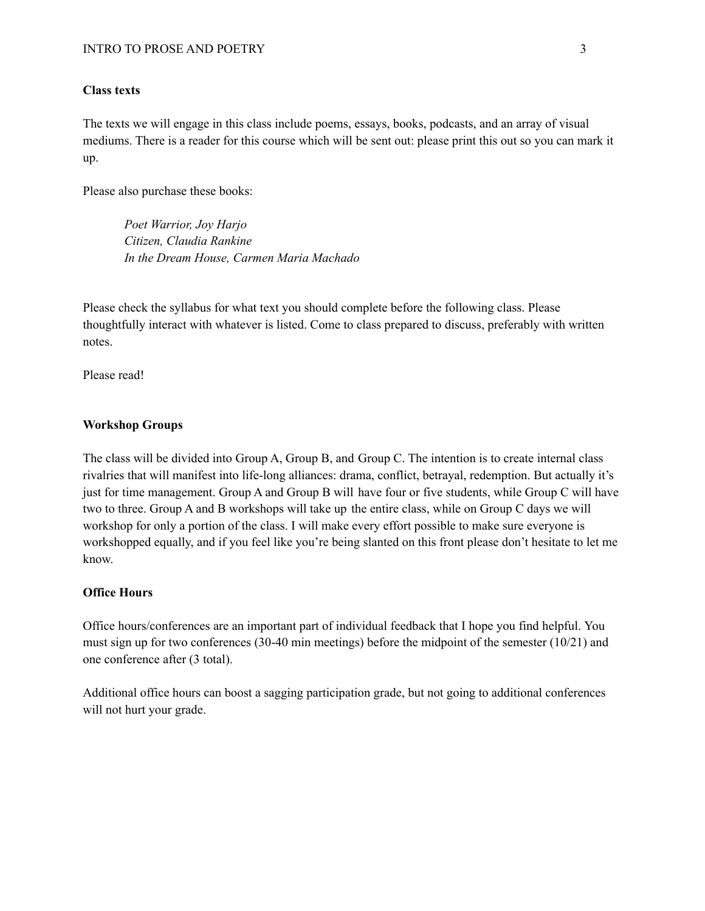**Class texts**

The texts we will engage in this class include poems, essays, books, podcasts, and an array of visual mediums. There is a reader for this course which will be sent out: please print this out so you can mark it up.

Please also purchase these books:

> *Poet Warrior, Joy Harjo*
> *Citizen, Claudia Rankine*
> *In the Dream House, Carmen Maria Machado*

Please check the syllabus for what text you should complete before the following class. Please thoughtfully interact with whatever is listed. Come to class prepared to discuss, preferably with written notes.

Please read!

**Workshop Groups**

The class will be divided into Group A, Group B, and Group C. The intention is to create internal class rivalries that will manifest into life-long alliances: drama, conflict, betrayal, redemption. But actually it's just for time management. Group A and Group B will have four or five students, while Group C will have two to three. Group A and B workshops will take up the entire class, while on Group C days we will workshop for only a portion of the class. I will make every effort possible to make sure everyone is workshopped equally, and if you feel like you're being slanted on this front please don't hesitate to let me know.

**Office Hours**

Office hours/conferences are an important part of individual feedback that I hope you find helpful. You must sign up for two conferences (30-40 min meetings) before the midpoint of the semester (10/21) and one conference after (3 total).

Additional office hours can boost a sagging participation grade, but not going to additional conferences will not hurt your grade.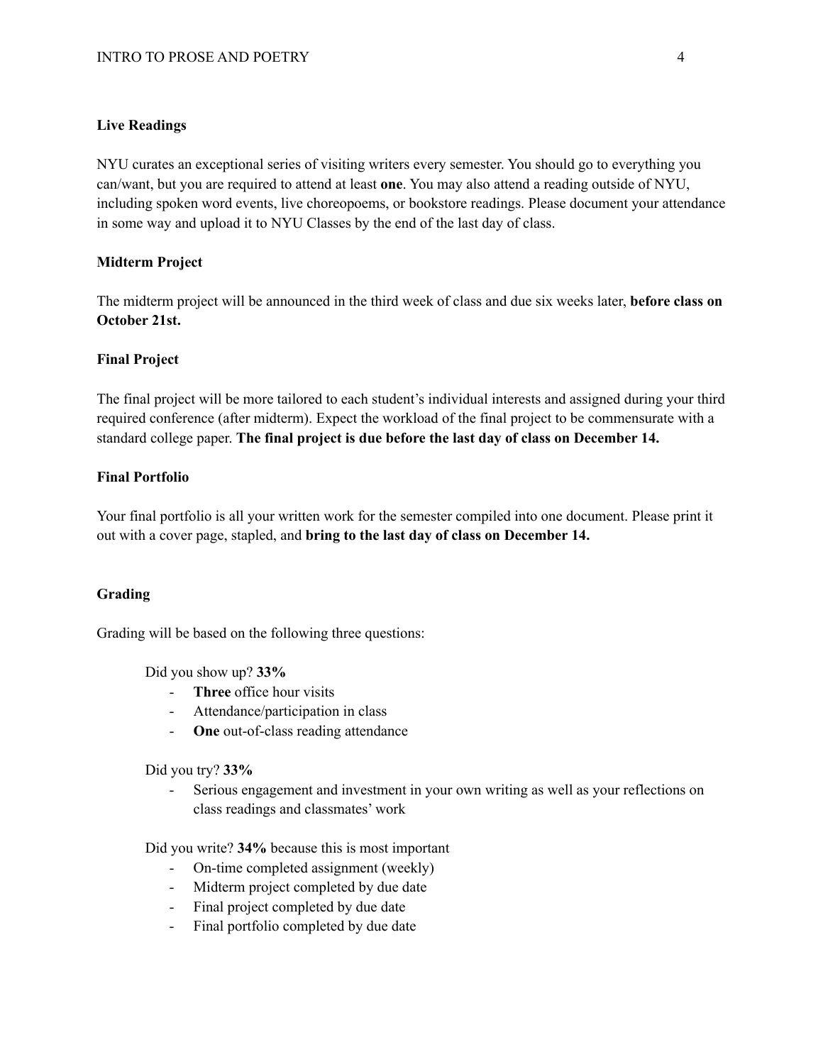### Live Readings

NYU curates an exceptional series of visiting writers every semester. You should go to everything you can/want, but you are required to attend at least **one**. You may also attend a reading outside of NYU, including spoken word events, live choreopoems, or bookstore readings. Please document your attendance in some way and upload it to NYU Classes by the end of the last day of class.

### Midterm Project

The midterm project will be announced in the third week of class and due six weeks later, **before class on October 21st.**

### Final Project

The final project will be more tailored to each student's individual interests and assigned during your third required conference (after midterm). Expect the workload of the final project to be commensurate with a standard college paper. **The final project is due before the last day of class on December 14.**

### Final Portfolio

Your final portfolio is all your written work for the semester compiled into one document. Please print it out with a cover page, stapled, and **bring to the last day of class on December 14.**

### Grading

Grading will be based on the following three questions:

Did you show up? **33%**

- **Three** office hour visits
- Attendance/participation in class
- **One** out-of-class reading attendance

Did you try? **33%**

- Serious engagement and investment in your own writing as well as your reflections on class readings and classmates' work

Did you write? **34%** because this is most important

- On-time completed assignment (weekly)
- Midterm project completed by due date
- Final project completed by due date
- Final portfolio completed by due date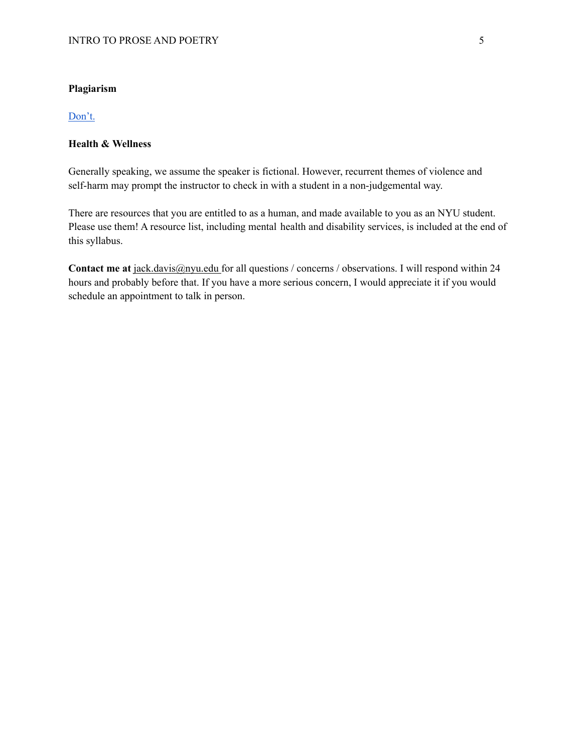**Plagiarism**

Don't.

**Health & Wellness**

Generally speaking, we assume the speaker is fictional. However, recurrent themes of violence and self-harm may prompt the instructor to check in with a student in a non-judgemental way.

There are resources that you are entitled to as a human, and made available to you as an NYU student. Please use them! A resource list, including mental health and disability services, is included at the end of this syllabus.

**Contact me at** jack.davis@nyu.edu for all questions / concerns / observations. I will respond within 24 hours and probably before that. If you have a more serious concern, I would appreciate it if you would schedule an appointment to talk in person.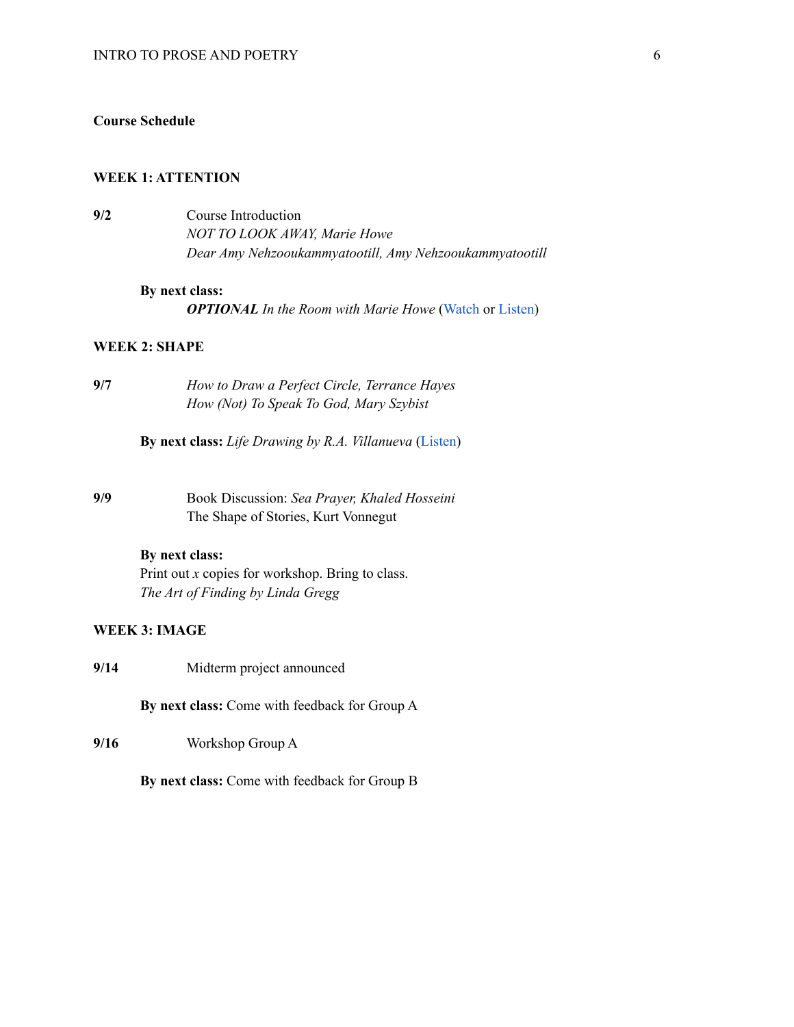**Course Schedule**

**WEEK 1: ATTENTION**

**9/2** Course Introduction
*NOT TO LOOK AWAY, Marie Howe*
*Dear Amy Nehzooukammyatootill, Amy Nehzooukammyatootill*

**By next class:**
***OPTIONAL*** *In the Room with Marie Howe* (Watch or Listen)

**WEEK 2: SHAPE**

**9/7** *How to Draw a Perfect Circle, Terrance Hayes*
*How (Not) To Speak To God, Mary Szybist*

**By next class:** *Life Drawing by R.A. Villanueva* (Listen)

**9/9** Book Discussion: *Sea Prayer, Khaled Hosseini*
The Shape of Stories, Kurt Vonnegut

**By next class:**
Print out *x* copies for workshop. Bring to class.
*The Art of Finding by Linda Gregg*

**WEEK 3: IMAGE**

**9/14** Midterm project announced

**By next class:** Come with feedback for Group A

**9/16** Workshop Group A

**By next class:** Come with feedback for Group B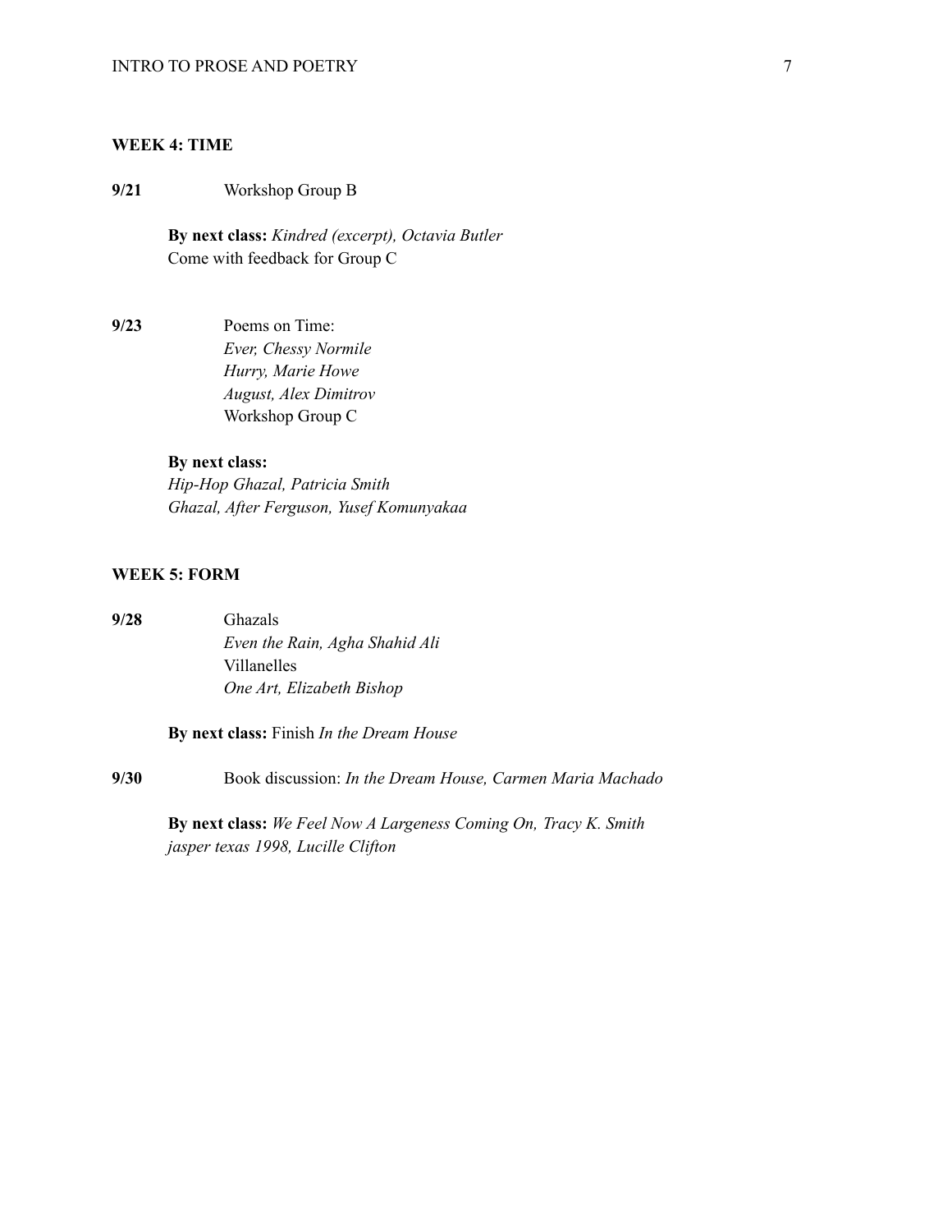**WEEK 4: TIME**

**9/21** Workshop Group B

**By next class:** *Kindred (excerpt), Octavia Butler*
Come with feedback for Group C

**9/23** Poems on Time:
*Ever, Chessy Normile*
*Hurry, Marie Howe*
*August, Alex Dimitrov*
Workshop Group C

**By next class:**
*Hip-Hop Ghazal, Patricia Smith*
*Ghazal, After Ferguson, Yusef Komunyakaa*

**WEEK 5: FORM**

**9/28** Ghazals
*Even the Rain, Agha Shahid Ali*
Villanelles
*One Art, Elizabeth Bishop*

**By next class:** Finish *In the Dream House*

**9/30** Book discussion: *In the Dream House, Carmen Maria Machado*

**By next class:** *We Feel Now A Largeness Coming On, Tracy K. Smith*
*jasper texas 1998, Lucille Clifton*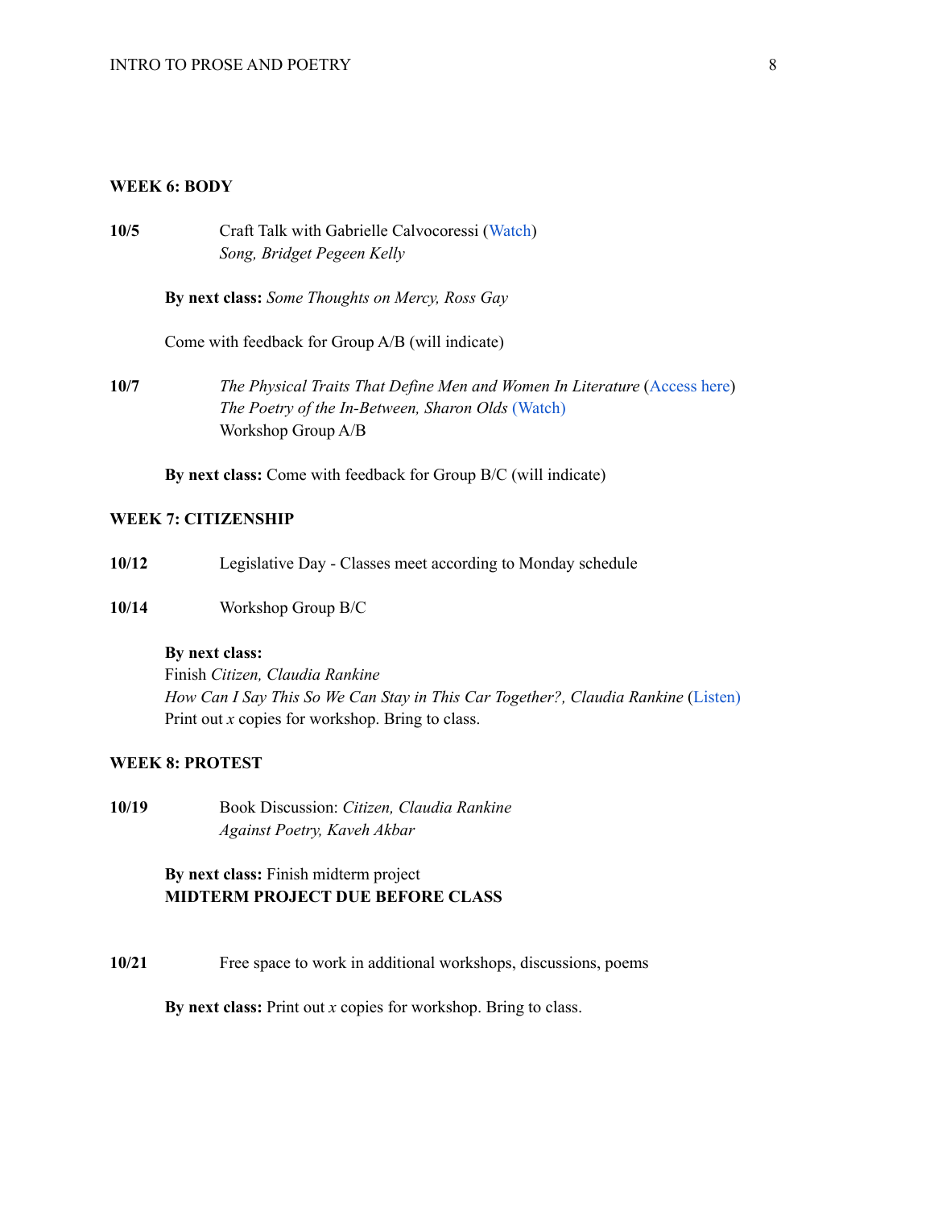**WEEK 6: BODY**

**10/5** Craft Talk with Gabrielle Calvocoressi (Watch)
*Song, Bridget Pegeen Kelly*

**By next class:** *Some Thoughts on Mercy, Ross Gay*

Come with feedback for Group A/B (will indicate)

**10/7** *The Physical Traits That Define Men and Women In Literature* (Access here)
*The Poetry of the In-Between, Sharon Olds* (Watch)
Workshop Group A/B

**By next class:** Come with feedback for Group B/C (will indicate)

**WEEK 7: CITIZENSHIP**

**10/12** Legislative Day - Classes meet according to Monday schedule

**10/14** Workshop Group B/C

**By next class:**
Finish *Citizen, Claudia Rankine*
*How Can I Say This So We Can Stay in This Car Together?, Claudia Rankine* (Listen)
Print out *x* copies for workshop. Bring to class.

**WEEK 8: PROTEST**

**10/19** Book Discussion: *Citizen, Claudia Rankine*
*Against Poetry, Kaveh Akbar*

**By next class:** Finish midterm project
**MIDTERM PROJECT DUE BEFORE CLASS**

**10/21** Free space to work in additional workshops, discussions, poems

**By next class:** Print out *x* copies for workshop. Bring to class.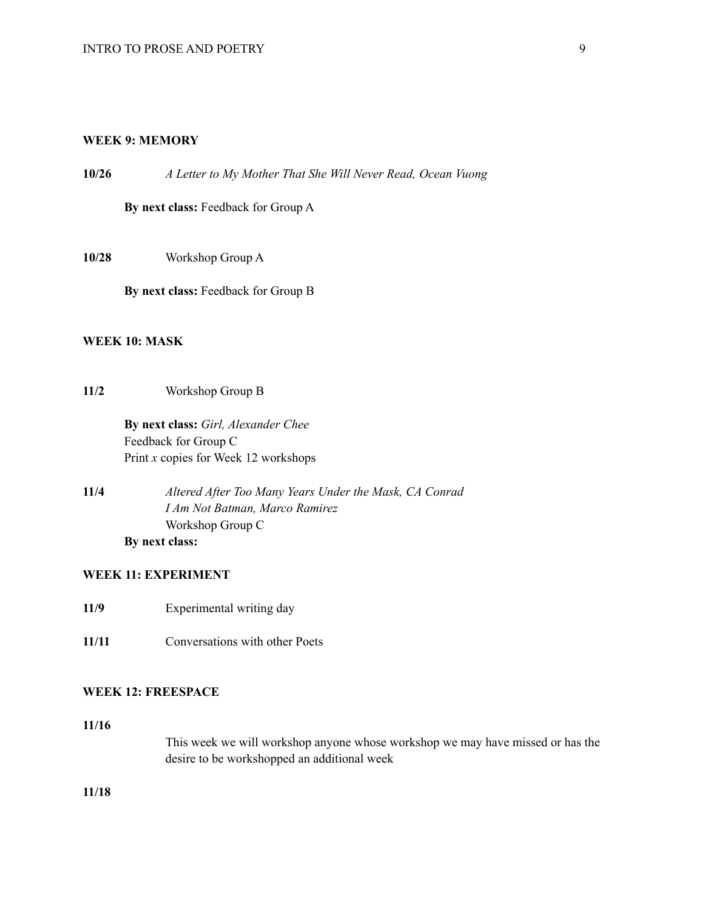**WEEK 9: MEMORY**

**10/26** *A Letter to My Mother That She Will Never Read, Ocean Vuong*

**By next class:** Feedback for Group A

**10/28** Workshop Group A

**By next class:** Feedback for Group B

**WEEK 10: MASK**

**11/2** Workshop Group B

**By next class:** *Girl, Alexander Chee*
Feedback for Group C
Print *x* copies for Week 12 workshops

**11/4** *Altered After Too Many Years Under the Mask, CA Conrad*
*I Am Not Batman, Marco Ramirez*
Workshop Group C

**By next class:**

**WEEK 11: EXPERIMENT**

**11/9** Experimental writing day

**11/11** Conversations with other Poets

**WEEK 12: FREESPACE**

**11/16**

This week we will workshop anyone whose workshop we may have missed or has the desire to be workshopped an additional week

**11/18**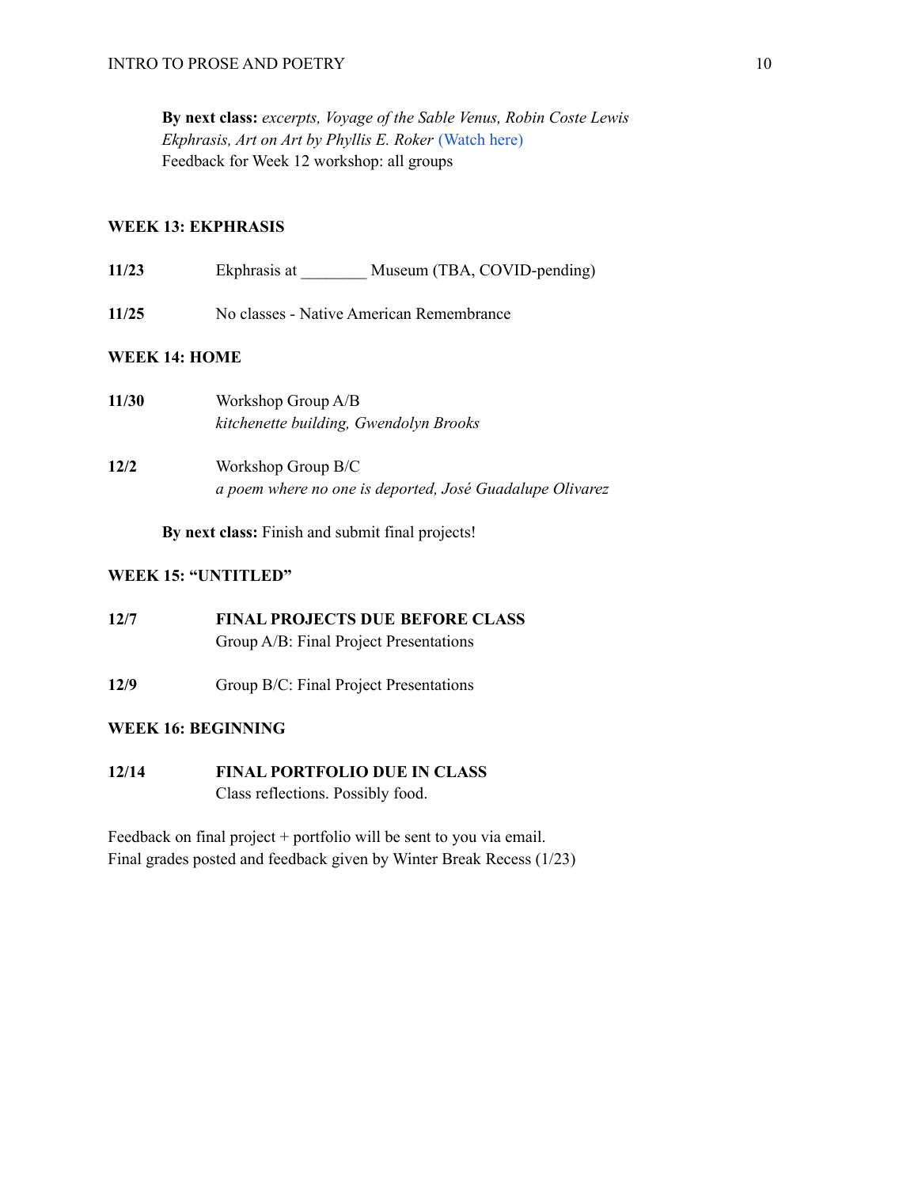**By next class:** *excerpts, Voyage of the Sable Venus, Robin Coste Lewis*
*Ekphrasis, Art on Art by Phyllis E. Roker* (Watch here)
Feedback for Week 12 workshop: all groups

**WEEK 13: EKPHRASIS**

**11/23** Ekphrasis at ________ Museum (TBA, COVID-pending)

**11/25** No classes - Native American Remembrance

**WEEK 14: HOME**

**11/30** Workshop Group A/B
*kitchenette building, Gwendolyn Brooks*

**12/2** Workshop Group B/C
*a poem where no one is deported, José Guadalupe Olivarez*

**By next class:** Finish and submit final projects!

**WEEK 15: "UNTITLED"**

**12/7** **FINAL PROJECTS DUE BEFORE CLASS**
Group A/B: Final Project Presentations

**12/9** Group B/C: Final Project Presentations

**WEEK 16: BEGINNING**

**12/14** **FINAL PORTFOLIO DUE IN CLASS**
Class reflections. Possibly food.

Feedback on final project + portfolio will be sent to you via email.
Final grades posted and feedback given by Winter Break Recess (1/23)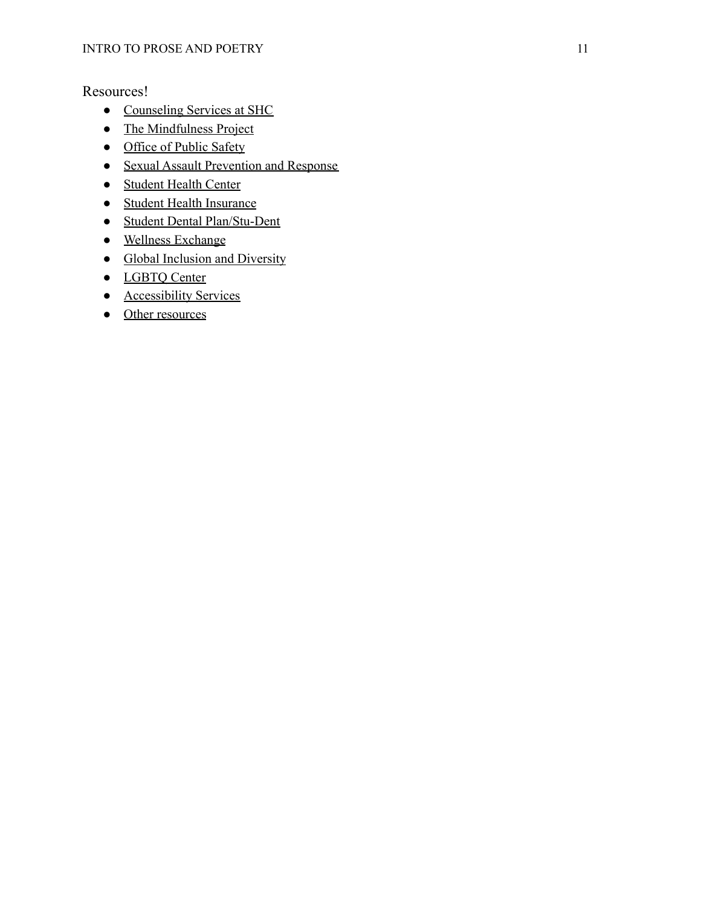Resources!

- Counseling Services at SHC
- The Mindfulness Project
- Office of Public Safety
- Sexual Assault Prevention and Response
- Student Health Center
- Student Health Insurance
- Student Dental Plan/Stu-Dent
- Wellness Exchange
- Global Inclusion and Diversity
- LGBTQ Center
- Accessibility Services
- Other resources